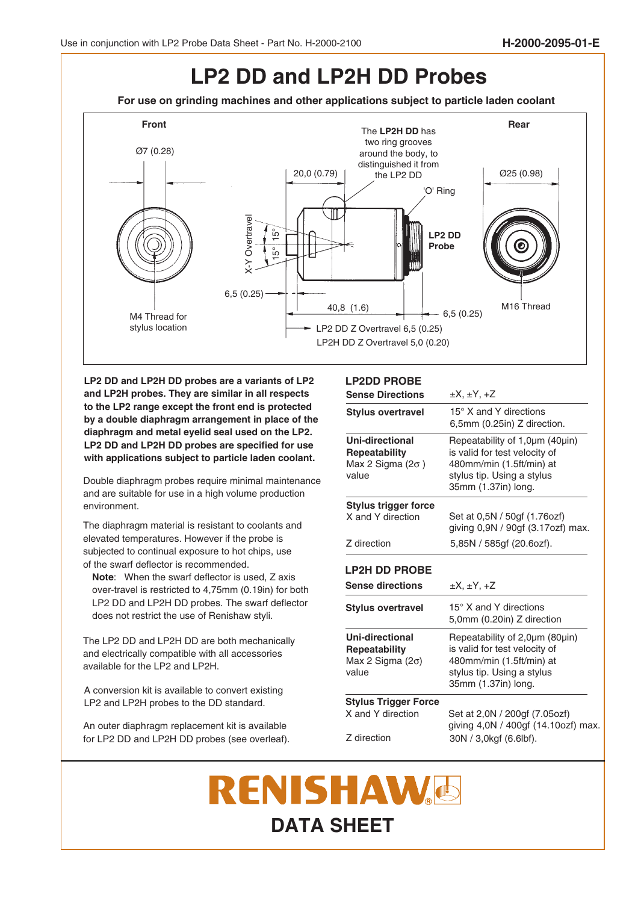Use in conjunction with LP2 Probe Data Sheet - Part No. H-2000-2100

H-2000-2095-01-E

# LP2 DD and LP2H DD Probes

**For use on grinding machines and other applications subject to particle laden coolant**

Front

Ø7 (0.28)

M4 Thread for stylus location

X-Y Overtravel

15°

15°

6,5 (0.25)

20,0 (0.79)

The **LP2H DD** has two ring grooves around the body, to distinguished it from the LP2 DD

'O' Ring

**LP2 DD Probe**

40,8 (1.6)

6,5 (0.25)

LP2 DD Z Overtravel 6,5 (0.25)

LP2H DD Z Overtravel 5,0 (0.20)

Rear

Ø25 (0.98)

M16 Thread

**LP2 DD and LP2H DD probes are a variants of LP2 and LP2H probes. They are similar in all respects to the LP2 range except the front end is protected by a double diaphragm arrangement in place of the diaphragm and metal eyelid seal used on the LP2. LP2 DD and LP2H DD probes are specified for use with applications subject to particle laden coolant.**

Double diaphragm probes require minimal maintenance and are suitable for use in a high volume production environment.

The diaphragm material is resistant to coolants and elevated temperatures. However if the probe is subjected to continual exposure to hot chips, use of the swarf deflector is recommended.

**Note**: When the swarf deflector is used, Z axis over-travel is restricted to 4,75mm (0.19in) for both LP2 DD and LP2H DD probes. The swarf deflector does not restrict the use of Renishaw styli.

The LP2 DD and LP2H DD are both mechanically and electrically compatible with all accessories available for the LP2 and LP2H.

A conversion kit is available to convert existing LP2 and LP2H probes to the DD standard.

An outer diaphragm replacement kit is available for LP2 DD and LP2H DD probes (see overleaf).

## LP2DD PROBE

| | |
|---|---|
| **Sense Directions** | ±X, ±Y, +Z |
| **Stylus overtravel** | 15° X and Y directions<br>6,5mm (0.25in) Z direction. |
| **Uni-directional Repeatability**<br>Max 2 Sigma (2σ ) value | Repeatability of 1,0µm (40µin) is valid for test velocity of 480mm/min (1.5ft/min) at stylus tip. Using a stylus 35mm (1.37in) long. |
| **Stylus trigger force**<br>X and Y direction | Set at 0,5N / 50gf (1.76ozf) giving 0,9N / 90gf (3.17ozf) max. |
| Z direction | 5,85N / 585gf (20.6ozf). |

## LP2H DD PROBE

| | |
|---|---|
| **Sense directions** | ±X, ±Y, +Z |
| **Stylus overtravel** | 15° X and Y directions<br>5,0mm (0.20in) Z direction |
| **Uni-directional Repeatability**<br>Max 2 Sigma (2σ) value | Repeatability of 2,0µm (80µin) is valid for test velocity of 480mm/min (1.5ft/min) at stylus tip. Using a stylus 35mm (1.37in) long. |
| **Stylus Trigger Force**<br>X and Y direction | Set at 2,0N / 200gf (7.05ozf) giving 4,0N / 400gf (14.10ozf) max. |
| Z direction | 30N / 3,0kgf (6.6lbf). |

**RENISHAW**

**DATA SHEET**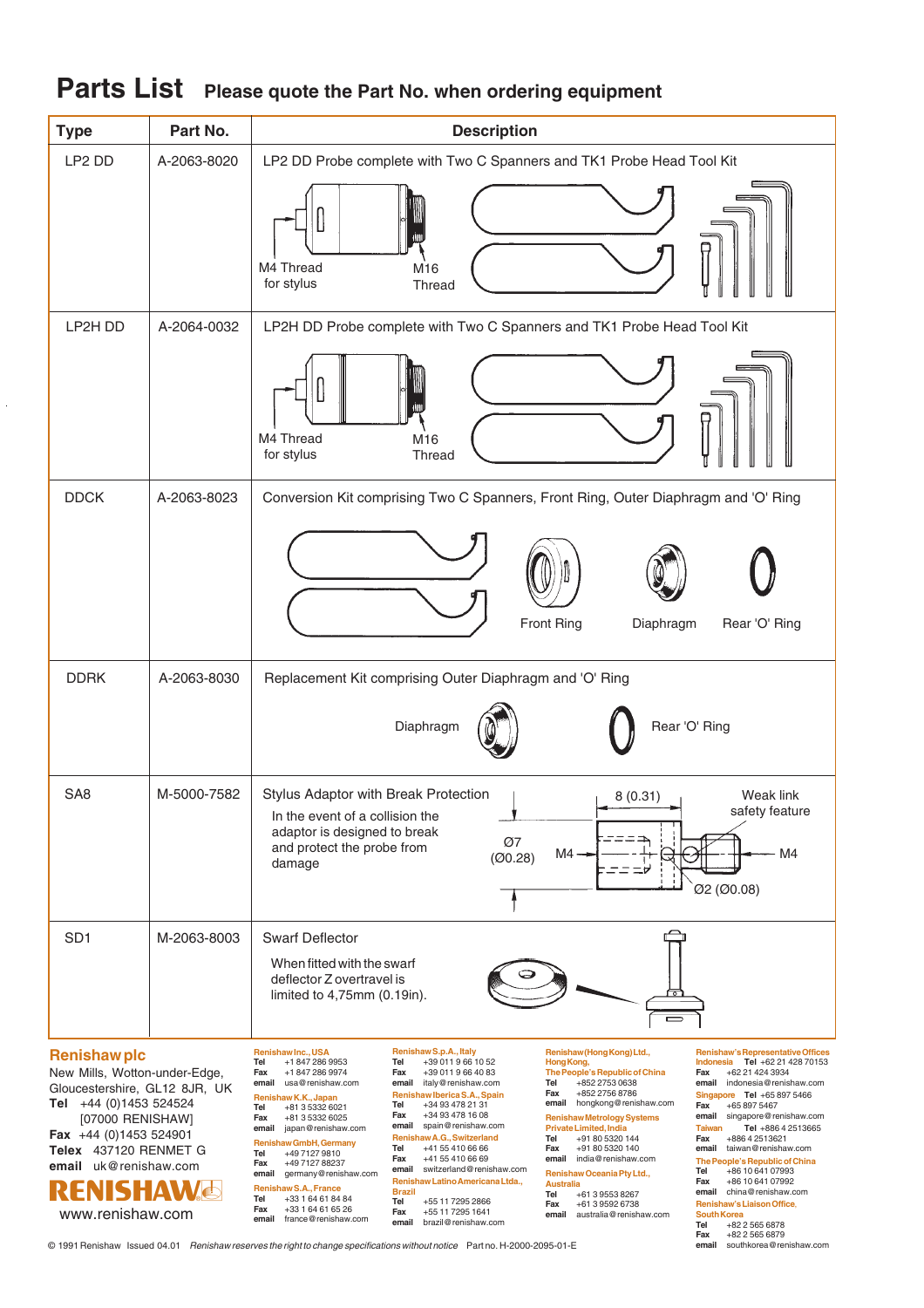# Parts List Please quote the Part No. when ordering equipment

| Type | Part No. | Description |
|---|---|---|
| LP2 DD | A-2063-8020 | LP2 DD Probe complete with Two C Spanners and TK1 Probe Head Tool Kit<br>M4 Thread for stylus<br>M16 Thread |
| LP2H DD | A-2064-0032 | LP2H DD Probe complete with Two C Spanners and TK1 Probe Head Tool Kit<br>M4 Thread for stylus<br>M16 Thread |
| DDCK | A-2063-8023 | Conversion Kit comprising Two C Spanners, Front Ring, Outer Diaphragm and 'O' Ring<br>Front Ring<br>Diaphragm<br>Rear 'O' Ring |
| DDRK | A-2063-8030 | Replacement Kit comprising Outer Diaphragm and 'O' Ring<br>Diaphragm<br>Rear 'O' Ring |
| SA8 | M-5000-7582 | Stylus Adaptor with Break Protection<br>In the event of a collision the adaptor is designed to break and protect the probe from damage<br>8 (0.31)<br>Weak link safety feature<br>Ø7 (Ø0.28)<br>M4<br>M4<br>Ø2 (Ø0.08) |
| SD1 | M-2063-8003 | Swarf Deflector<br>When fitted with the swarf deflector Z overtravel is limited to 4,75mm (0.19in). |

**Renishaw plc**
New Mills, Wotton-under-Edge, Gloucestershire, GL12 8JR, UK
**Tel** +44 (0)1453 524524
[07000 RENISHAW]
**Fax** +44 (0)1453 524901
**Telex** 437120 RENMET G
**email** uk@renishaw.com

RENISHAW
www.renishaw.com

**Renishaw Inc., USA**
Tel +1 847 286 9953
Fax +1 847 286 9974
email usa@renishaw.com

**Renishaw K.K., Japan**
Tel +81 3 5332 6021
Fax +81 3 5332 6025
email japan@renishaw.com

**Renishaw GmbH, Germany**
Tel +49 7127 9810
Fax +49 7127 88237
email germany@renishaw.com

**Renishaw S.A., France**
Tel +33 1 64 61 84 84
Fax +33 1 64 61 65 26
email france@renishaw.com

**Renishaw S.p.A., Italy**
Tel +39 011 9 66 10 52
Fax +39 011 9 66 40 83
email italy@renishaw.com

**Renishaw Iberica S.A., Spain**
Tel +34 93 478 21 31
Fax +34 93 478 16 08
email spain@renishaw.com

**Renishaw A.G., Switzerland**
Tel +41 55 410 66 66
Fax +41 55 410 66 69
email switzerland@renishaw.com

**Renishaw Latino Americana Ltda., Brazil**
Tel +55 11 7295 2866
Fax +55 11 7295 1641
email brazil@renishaw.com

**Renishaw (Hong Kong) Ltd., Hong Kong, The People's Republic of China**
Tel +852 2753 0638
Fax +852 2756 8786
email hongkong@renishaw.com

**Renishaw Metrology Systems Private Limited, India**
Tel +91 80 5320 144
Fax +91 80 5320 140
email india@renishaw.com

**Renishaw Oceania Pty Ltd., Australia**
Tel +61 3 9553 8267
Fax +61 3 9592 6738
email australia@renishaw.com

**Renishaw's Representative Offices**

**Indonesia** Tel +62 21 428 70153
Fax +62 21 424 3934
email indonesia@renishaw.com

**Singapore** Tel +65 897 5466
Fax +65 897 5467
email singapore@renishaw.com

**Taiwan** Tel +886 4 2513665
Fax +886 4 2513621
email taiwan@renishaw.com

**The People's Republic of China**
Tel +86 10 641 07993
Fax +86 10 641 07992
email china@renishaw.com

**Renishaw's Liaison Office, South Korea**
Tel +82 2 565 6878
Fax +82 2 565 6879
email southkorea@renishaw.com

© 1991 Renishaw Issued 04.01 *Renishaw reserves the right to change specifications without notice* Part no. H-2000-2095-01-E